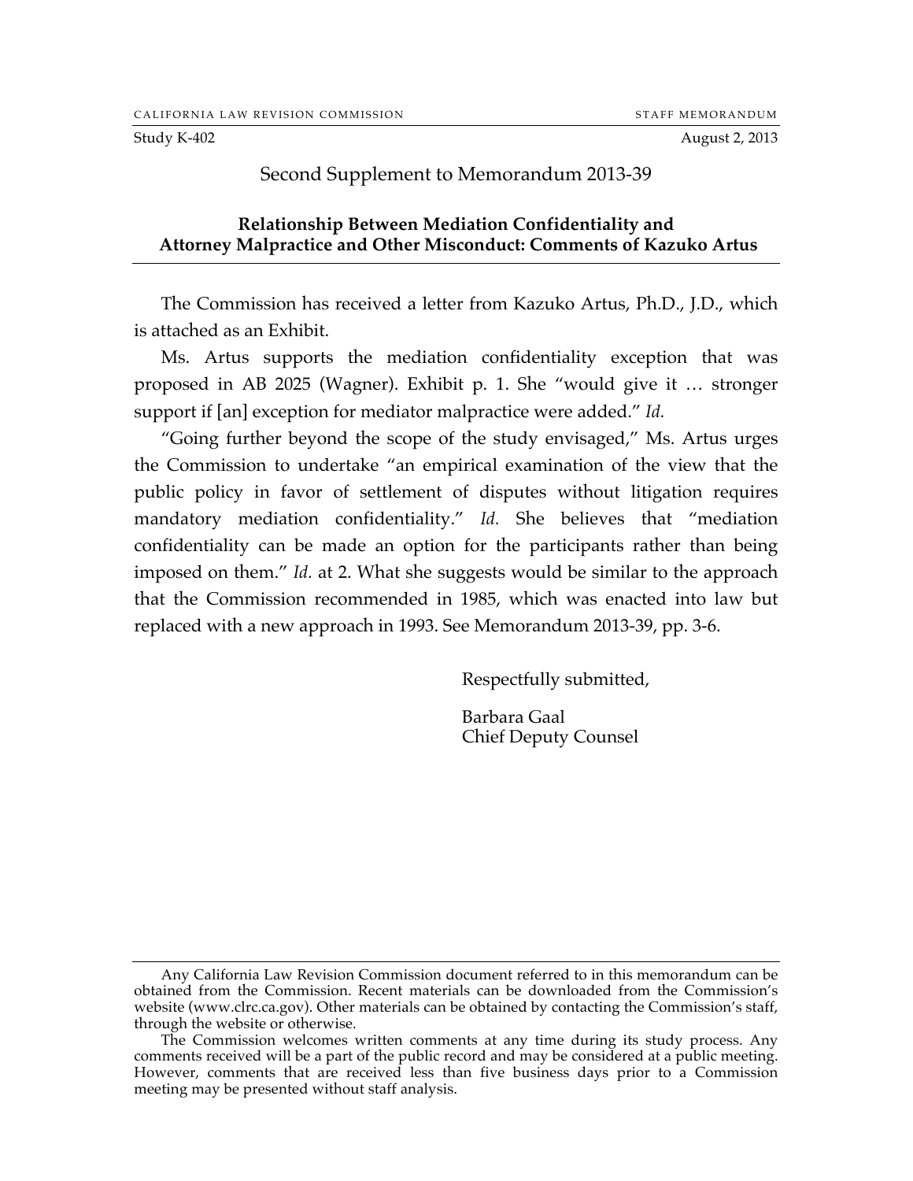CALIFORNIA LAW REVISION COMMISSION — STAFF MEMORANDUM

Study K-402 — August 2, 2013

# Second Supplement to Memorandum 2013-39

## Relationship Between Mediation Confidentiality and Attorney Malpractice and Other Misconduct: Comments of Kazuko Artus

The Commission has received a letter from Kazuko Artus, Ph.D., J.D., which is attached as an Exhibit.

Ms. Artus supports the mediation confidentiality exception that was proposed in AB 2025 (Wagner). Exhibit p. 1. She "would give it … stronger support if [an] exception for mediator malpractice were added." *Id.*

"Going further beyond the scope of the study envisaged," Ms. Artus urges the Commission to undertake "an empirical examination of the view that the public policy in favor of settlement of disputes without litigation requires mandatory mediation confidentiality." *Id.* She believes that "mediation confidentiality can be made an option for the participants rather than being imposed on them." *Id.* at 2. What she suggests would be similar to the approach that the Commission recommended in 1985, which was enacted into law but replaced with a new approach in 1993. See Memorandum 2013-39, pp. 3-6.

Respectfully submitted,

Barbara Gaal
Chief Deputy Counsel

---

Any California Law Revision Commission document referred to in this memorandum can be obtained from the Commission. Recent materials can be downloaded from the Commission's website (www.clrc.ca.gov). Other materials can be obtained by contacting the Commission's staff, through the website or otherwise.

The Commission welcomes written comments at any time during its study process. Any comments received will be a part of the public record and may be considered at a public meeting. However, comments that are received less than five business days prior to a Commission meeting may be presented without staff analysis.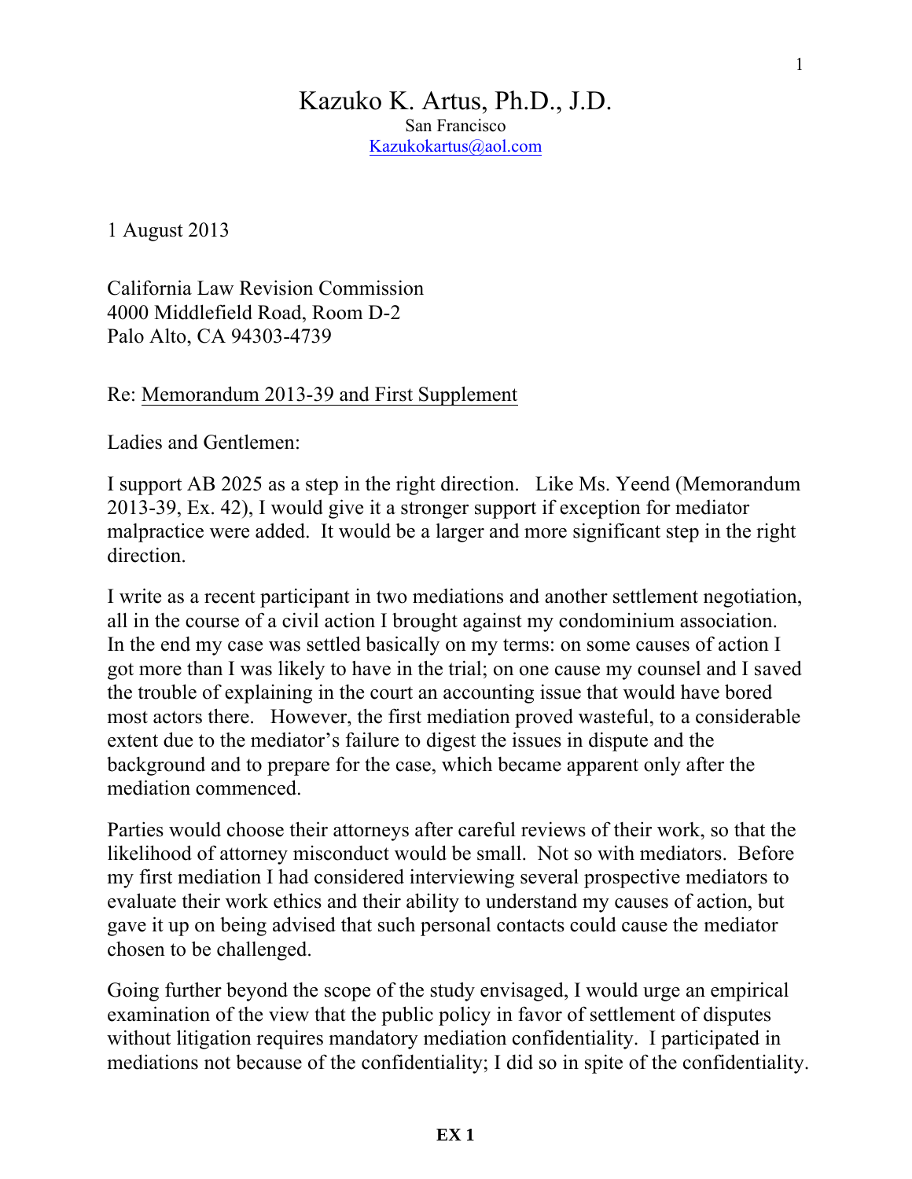# Kazuko K. Artus, Ph.D., J.D.

San Francisco
Kazukokartus@aol.com

1 August 2013

California Law Revision Commission
4000 Middlefield Road, Room D-2
Palo Alto, CA 94303-4739

Re: Memorandum 2013-39 and First Supplement

Ladies and Gentlemen:

I support AB 2025 as a step in the right direction. Like Ms. Yeend (Memorandum 2013-39, Ex. 42), I would give it a stronger support if exception for mediator malpractice were added. It would be a larger and more significant step in the right direction.

I write as a recent participant in two mediations and another settlement negotiation, all in the course of a civil action I brought against my condominium association. In the end my case was settled basically on my terms: on some causes of action I got more than I was likely to have in the trial; on one cause my counsel and I saved the trouble of explaining in the court an accounting issue that would have bored most actors there. However, the first mediation proved wasteful, to a considerable extent due to the mediator's failure to digest the issues in dispute and the background and to prepare for the case, which became apparent only after the mediation commenced.

Parties would choose their attorneys after careful reviews of their work, so that the likelihood of attorney misconduct would be small. Not so with mediators. Before my first mediation I had considered interviewing several prospective mediators to evaluate their work ethics and their ability to understand my causes of action, but gave it up on being advised that such personal contacts could cause the mediator chosen to be challenged.

Going further beyond the scope of the study envisaged, I would urge an empirical examination of the view that the public policy in favor of settlement of disputes without litigation requires mandatory mediation confidentiality. I participated in mediations not because of the confidentiality; I did so in spite of the confidentiality.

**EX 1**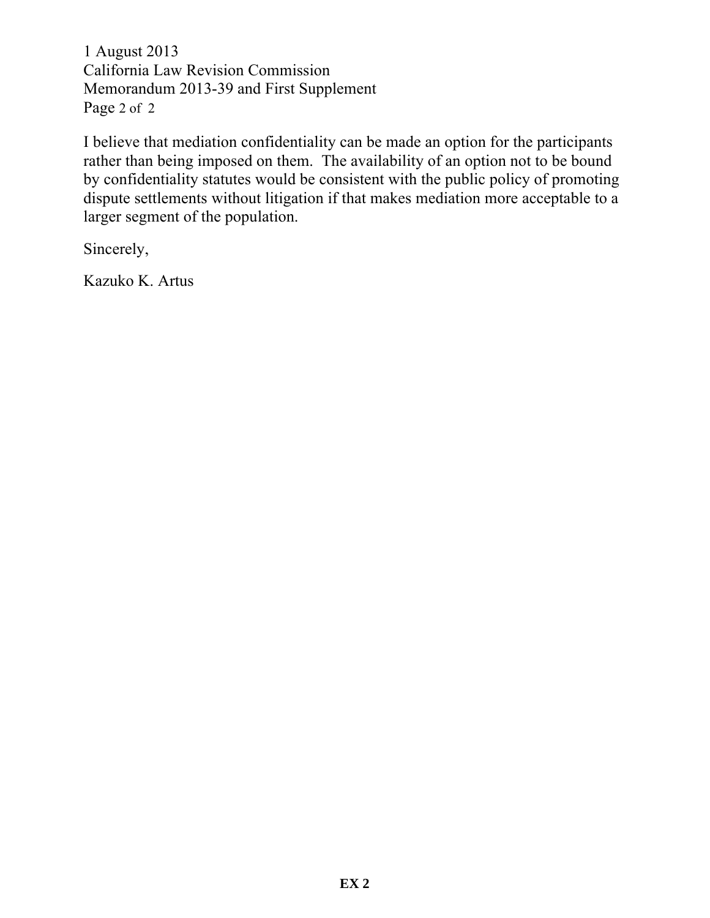I believe that mediation confidentiality can be made an option for the participants rather than being imposed on them. The availability of an option not to be bound by confidentiality statutes would be consistent with the public policy of promoting dispute settlements without litigation if that makes mediation more acceptable to a larger segment of the population.

Sincerely,

Kazuko K. Artus